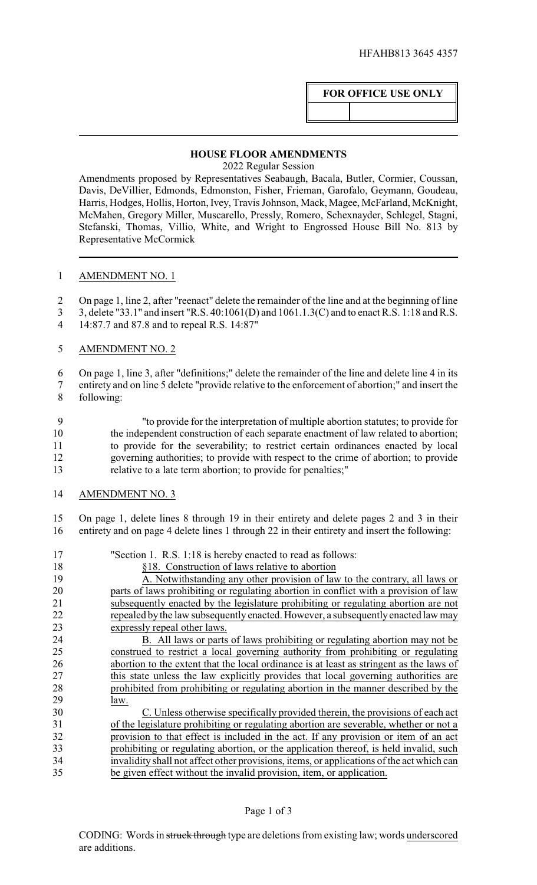HFAHB813 3645 4357

**FOR OFFICE USE ONLY**

## HOUSE FLOOR AMENDMENTS

2022 Regular Session

Amendments proposed by Representatives Seabaugh, Bacala, Butler, Cormier, Coussan, Davis, DeVillier, Edmonds, Edmonston, Fisher, Frieman, Garofalo, Geymann, Goudeau, Harris, Hodges, Hollis, Horton, Ivey, Travis Johnson, Mack, Magee, McFarland, McKnight, McMahen, Gregory Miller, Muscarello, Pressly, Romero, Schexnayder, Schlegel, Stagni, Stefanski, Thomas, Villio, White, and Wright to Engrossed House Bill No. 813 by Representative McCormick

AMENDMENT NO. 1

On page 1, line 2, after "reenact" delete the remainder of the line and at the beginning of line 3, delete "33.1" and insert "R.S. 40:1061(D) and 1061.1.3(C) and to enact R.S. 1:18 and R.S. 14:87.7 and 87.8 and to repeal R.S. 14:87"

AMENDMENT NO. 2

On page 1, line 3, after "definitions;" delete the remainder of the line and delete line 4 in its entirety and on line 5 delete "provide relative to the enforcement of abortion;" and insert the following:

"to provide for the interpretation of multiple abortion statutes; to provide for the independent construction of each separate enactment of law related to abortion; to provide for the severability; to restrict certain ordinances enacted by local governing authorities; to provide with respect to the crime of abortion; to provide relative to a late term abortion; to provide for penalties;"

AMENDMENT NO. 3

On page 1, delete lines 8 through 19 in their entirety and delete pages 2 and 3 in their entirety and on page 4 delete lines 1 through 22 in their entirety and insert the following:

"Section 1. R.S. 1:18 is hereby enacted to read as follows:

<u>§18. Construction of laws relative to abortion</u>

<u>A. Notwithstanding any other provision of law to the contrary, all laws or parts of laws prohibiting or regulating abortion in conflict with a provision of law subsequently enacted by the legislature prohibiting or regulating abortion are not repealed by the law subsequently enacted. However, a subsequently enacted law may expressly repeal other laws.</u>

<u>B. All laws or parts of laws prohibiting or regulating abortion may not be construed to restrict a local governing authority from prohibiting or regulating abortion to the extent that the local ordinance is at least as stringent as the laws of this state unless the law explicitly provides that local governing authorities are prohibited from prohibiting or regulating abortion in the manner described by the law.</u>

<u>C. Unless otherwise specifically provided therein, the provisions of each act of the legislature prohibiting or regulating abortion are severable, whether or not a provision to that effect is included in the act. If any provision or item of an act prohibiting or regulating abortion, or the application thereof, is held invalid, such invalidity shall not affect other provisions, items, or applications of the act which can be given effect without the invalid provision, item, or application.</u>

CODING: Words in ~~struck through~~ type are deletions from existing law; words <u>underscored</u> are additions.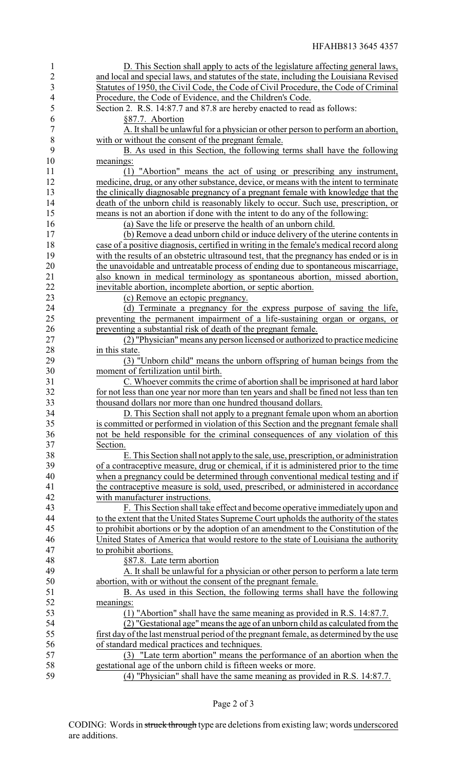D. This Section shall apply to acts of the legislature affecting general laws, and local and special laws, and statutes of the state, including the Louisiana Revised Statutes of 1950, the Civil Code, the Code of Civil Procedure, the Code of Criminal Procedure, the Code of Evidence, and the Children's Code.

Section 2. R.S. 14:87.7 and 87.8 are hereby enacted to read as follows:

§87.7. Abortion

A. It shall be unlawful for a physician or other person to perform an abortion, with or without the consent of the pregnant female.

B. As used in this Section, the following terms shall have the following meanings:

(1) "Abortion" means the act of using or prescribing any instrument, medicine, drug, or any other substance, device, or means with the intent to terminate the clinically diagnosable pregnancy of a pregnant female with knowledge that the death of the unborn child is reasonably likely to occur. Such use, prescription, or means is not an abortion if done with the intent to do any of the following:

(a) Save the life or preserve the health of an unborn child.

(b) Remove a dead unborn child or induce delivery of the uterine contents in case of a positive diagnosis, certified in writing in the female's medical record along with the results of an obstetric ultrasound test, that the pregnancy has ended or is in the unavoidable and untreatable process of ending due to spontaneous miscarriage, also known in medical terminology as spontaneous abortion, missed abortion, inevitable abortion, incomplete abortion, or septic abortion.

(c) Remove an ectopic pregnancy.

(d) Terminate a pregnancy for the express purpose of saving the life, preventing the permanent impairment of a life-sustaining organ or organs, or preventing a substantial risk of death of the pregnant female.

(2) "Physician" means any person licensed or authorized to practice medicine in this state.

(3) "Unborn child" means the unborn offspring of human beings from the moment of fertilization until birth.

C. Whoever commits the crime of abortion shall be imprisoned at hard labor for not less than one year nor more than ten years and shall be fined not less than ten thousand dollars nor more than one hundred thousand dollars.

D. This Section shall not apply to a pregnant female upon whom an abortion is committed or performed in violation of this Section and the pregnant female shall not be held responsible for the criminal consequences of any violation of this Section.

E. This Section shall not apply to the sale, use, prescription, or administration of a contraceptive measure, drug or chemical, if it is administered prior to the time when a pregnancy could be determined through conventional medical testing and if the contraceptive measure is sold, used, prescribed, or administered in accordance with manufacturer instructions.

F. This Section shall take effect and become operative immediately upon and to the extent that the United States Supreme Court upholds the authority of the states to prohibit abortions or by the adoption of an amendment to the Constitution of the United States of America that would restore to the state of Louisiana the authority to prohibit abortions.

§87.8. Late term abortion

A. It shall be unlawful for a physician or other person to perform a late term abortion, with or without the consent of the pregnant female.

B. As used in this Section, the following terms shall have the following meanings:

(1) "Abortion" shall have the same meaning as provided in R.S. 14:87.7.

(2) "Gestational age" means the age of an unborn child as calculated from the first day of the last menstrual period of the pregnant female, as determined by the use of standard medical practices and techniques.

(3) "Late term abortion" means the performance of an abortion when the gestational age of the unborn child is fifteen weeks or more.

(4) "Physician" shall have the same meaning as provided in R.S. 14:87.7.

CODING: Words in ~~struck through~~ type are deletions from existing law; words underscored are additions.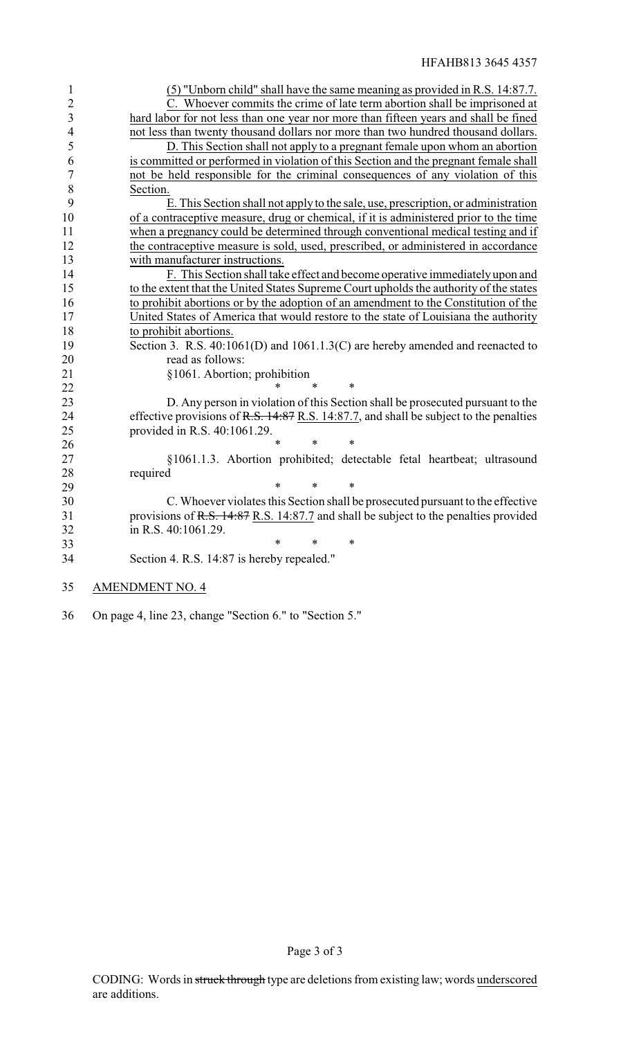(5) "Unborn child" shall have the same meaning as provided in R.S. 14:87.7.

C. Whoever commits the crime of late term abortion shall be imprisoned at hard labor for not less than one year nor more than fifteen years and shall be fined not less than twenty thousand dollars nor more than two hundred thousand dollars.

D. This Section shall not apply to a pregnant female upon whom an abortion is committed or performed in violation of this Section and the pregnant female shall not be held responsible for the criminal consequences of any violation of this Section.

E. This Section shall not apply to the sale, use, prescription, or administration of a contraceptive measure, drug or chemical, if it is administered prior to the time when a pregnancy could be determined through conventional medical testing and if the contraceptive measure is sold, used, prescribed, or administered in accordance with manufacturer instructions.

F. This Section shall take effect and become operative immediately upon and to the extent that the United States Supreme Court upholds the authority of the states to prohibit abortions or by the adoption of an amendment to the Constitution of the United States of America that would restore to the state of Louisiana the authority to prohibit abortions.

Section 3. R.S. 40:1061(D) and 1061.1.3(C) are hereby amended and reenacted to read as follows:

§1061. Abortion; prohibition

\* \* \*

D. Any person in violation of this Section shall be prosecuted pursuant to the effective provisions of ~~R.S. 14:87~~ R.S. 14:87.7, and shall be subject to the penalties provided in R.S. 40:1061.29.

\* \* \*

§1061.1.3. Abortion prohibited; detectable fetal heartbeat; ultrasound required

\* \* \*

C. Whoever violates this Section shall be prosecuted pursuant to the effective provisions of ~~R.S. 14:87~~ R.S. 14:87.7 and shall be subject to the penalties provided in R.S. 40:1061.29.

\* \* \*

Section 4. R.S. 14:87 is hereby repealed."

AMENDMENT NO. 4

On page 4, line 23, change "Section 6." to "Section 5."